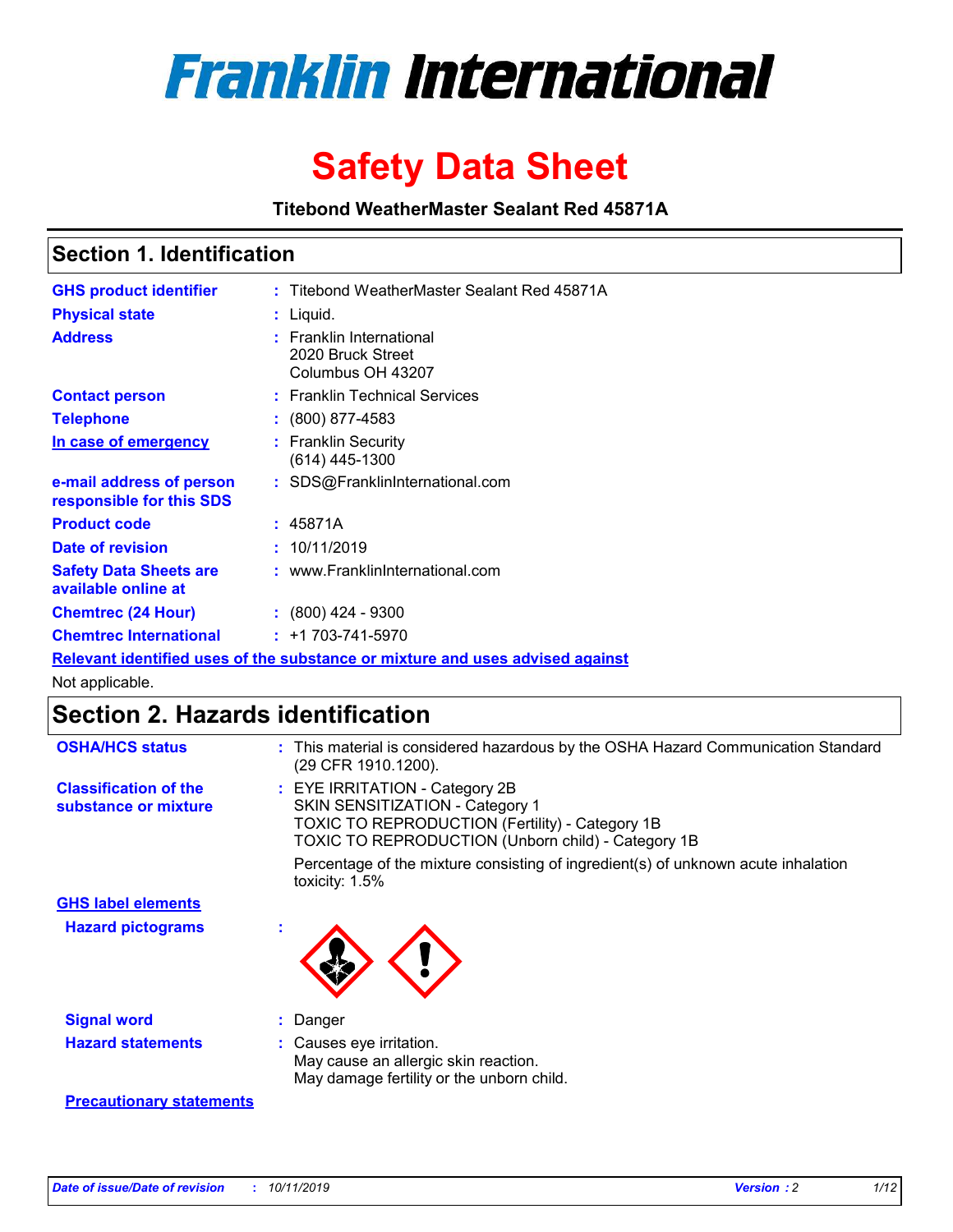# Franklin International

# Safety Data Sheet

**Titebond WeatherMaster Sealant Red 45871A**

## Section 1. Identification

| | | |
|---|---|---|
| **GHS product identifier** | : | Titebond WeatherMaster Sealant Red 45871A |
| **Physical state** | : | Liquid. |
| **Address** | : | Franklin International<br>2020 Bruck Street<br>Columbus OH 43207 |
| **Contact person** | : | Franklin Technical Services |
| **Telephone** | : | (800) 877-4583 |
| **In case of emergency** | : | Franklin Security<br>(614) 445-1300 |
| **e-mail address of person responsible for this SDS** | : | SDS@FranklinInternational.com |
| **Product code** | : | 45871A |
| **Date of revision** | : | 10/11/2019 |
| **Safety Data Sheets are available online at** | : | www.FranklinInternational.com |
| **Chemtrec (24 Hour)** | : | (800) 424 - 9300 |
| **Chemtrec International** | : | +1 703-741-5970 |

**Relevant identified uses of the substance or mixture and uses advised against**

Not applicable.

## Section 2. Hazards identification

| | | |
|---|---|---|
| **OSHA/HCS status** | : | This material is considered hazardous by the OSHA Hazard Communication Standard (29 CFR 1910.1200). |
| **Classification of the substance or mixture** | : | EYE IRRITATION - Category 2B<br>SKIN SENSITIZATION - Category 1<br>TOXIC TO REPRODUCTION (Fertility) - Category 1B<br>TOXIC TO REPRODUCTION (Unborn child) - Category 1B<br><br>Percentage of the mixture consisting of ingredient(s) of unknown acute inhalation toxicity: 1.5% |

**GHS label elements**

| | | |
|---|---|---|
| **Hazard pictograms** | : | |
| **Signal word** | : | Danger |
| **Hazard statements** | : | Causes eye irritation.<br>May cause an allergic skin reaction.<br>May damage fertility or the unborn child. |

**Precautionary statements**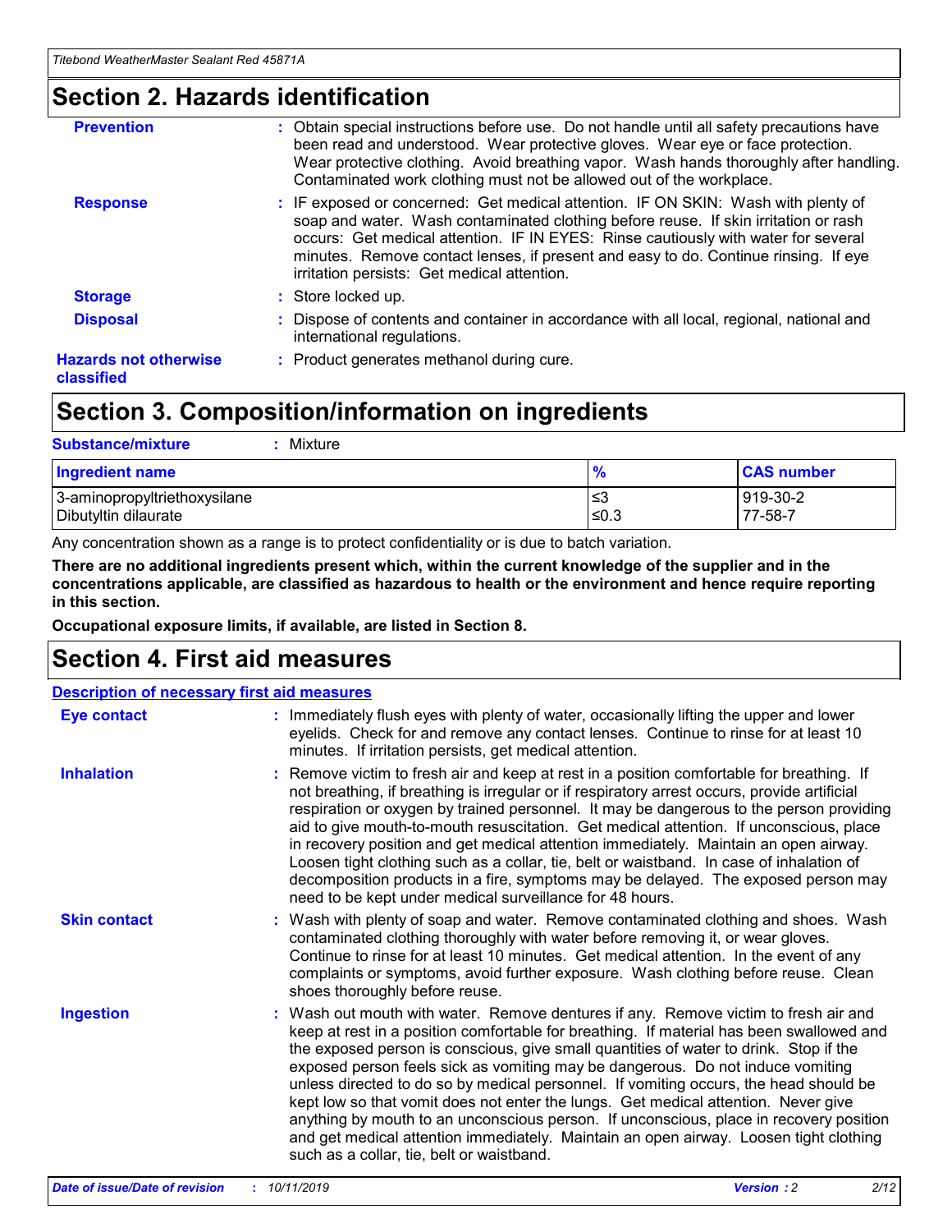## Section 2. Hazards identification

**Prevention** : Obtain special instructions before use. Do not handle until all safety precautions have been read and understood. Wear protective gloves. Wear eye or face protection. Wear protective clothing. Avoid breathing vapor. Wash hands thoroughly after handling. Contaminated work clothing must not be allowed out of the workplace.

**Response** : IF exposed or concerned: Get medical attention. IF ON SKIN: Wash with plenty of soap and water. Wash contaminated clothing before reuse. If skin irritation or rash occurs: Get medical attention. IF IN EYES: Rinse cautiously with water for several minutes. Remove contact lenses, if present and easy to do. Continue rinsing. If eye irritation persists: Get medical attention.

**Storage** : Store locked up.

**Disposal** : Dispose of contents and container in accordance with all local, regional, national and international regulations.

**Hazards not otherwise classified** : Product generates methanol during cure.

## Section 3. Composition/information on ingredients

**Substance/mixture** : Mixture

| Ingredient name | % | CAS number |
| --- | --- | --- |
| 3-aminopropyltriethoxysilane | ≤3 | 919-30-2 |
| Dibutyltin dilaurate | ≤0.3 | 77-58-7 |

Any concentration shown as a range is to protect confidentiality or is due to batch variation.

**There are no additional ingredients present which, within the current knowledge of the supplier and in the concentrations applicable, are classified as hazardous to health or the environment and hence require reporting in this section.**

**Occupational exposure limits, if available, are listed in Section 8.**

## Section 4. First aid measures

### Description of necessary first aid measures

**Eye contact** : Immediately flush eyes with plenty of water, occasionally lifting the upper and lower eyelids. Check for and remove any contact lenses. Continue to rinse for at least 10 minutes. If irritation persists, get medical attention.

**Inhalation** : Remove victim to fresh air and keep at rest in a position comfortable for breathing. If not breathing, if breathing is irregular or if respiratory arrest occurs, provide artificial respiration or oxygen by trained personnel. It may be dangerous to the person providing aid to give mouth-to-mouth resuscitation. Get medical attention. If unconscious, place in recovery position and get medical attention immediately. Maintain an open airway. Loosen tight clothing such as a collar, tie, belt or waistband. In case of inhalation of decomposition products in a fire, symptoms may be delayed. The exposed person may need to be kept under medical surveillance for 48 hours.

**Skin contact** : Wash with plenty of soap and water. Remove contaminated clothing and shoes. Wash contaminated clothing thoroughly with water before removing it, or wear gloves. Continue to rinse for at least 10 minutes. Get medical attention. In the event of any complaints or symptoms, avoid further exposure. Wash clothing before reuse. Clean shoes thoroughly before reuse.

**Ingestion** : Wash out mouth with water. Remove dentures if any. Remove victim to fresh air and keep at rest in a position comfortable for breathing. If material has been swallowed and the exposed person is conscious, give small quantities of water to drink. Stop if the exposed person feels sick as vomiting may be dangerous. Do not induce vomiting unless directed to do so by medical personnel. If vomiting occurs, the head should be kept low so that vomit does not enter the lungs. Get medical attention. Never give anything by mouth to an unconscious person. If unconscious, place in recovery position and get medical attention immediately. Maintain an open airway. Loosen tight clothing such as a collar, tie, belt or waistband.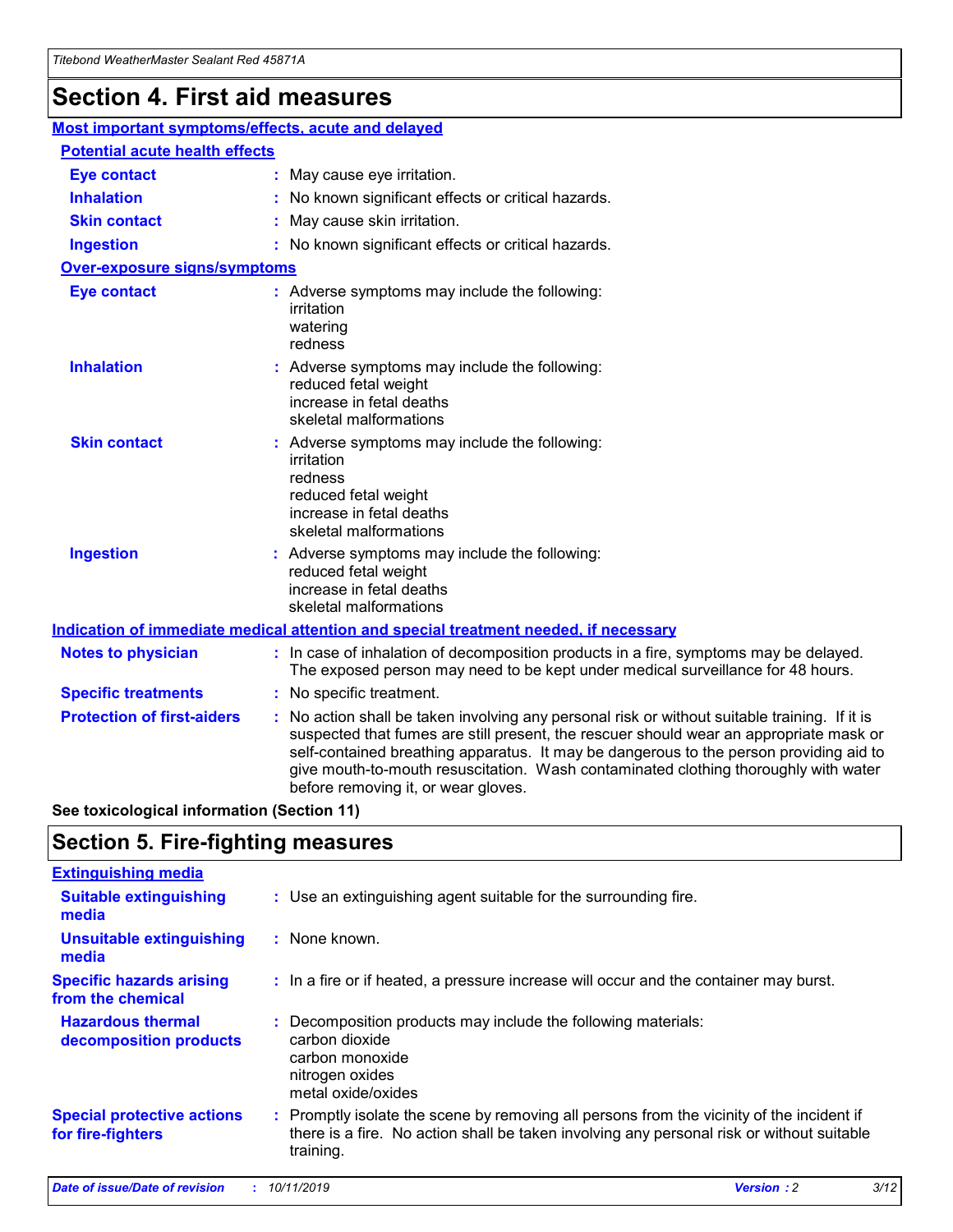# Section 4. First aid measures

## Most important symptoms/effects, acute and delayed

### Potential acute health effects

| | |
|---|---|
| **Eye contact** | : May cause eye irritation. |
| **Inhalation** | : No known significant effects or critical hazards. |
| **Skin contact** | : May cause skin irritation. |
| **Ingestion** | : No known significant effects or critical hazards. |

### Over-exposure signs/symptoms

| | |
|---|---|
| **Eye contact** | : Adverse symptoms may include the following: irritation watering redness |
| **Inhalation** | : Adverse symptoms may include the following: reduced fetal weight increase in fetal deaths skeletal malformations |
| **Skin contact** | : Adverse symptoms may include the following: irritation redness reduced fetal weight increase in fetal deaths skeletal malformations |
| **Ingestion** | : Adverse symptoms may include the following: reduced fetal weight increase in fetal deaths skeletal malformations |

## Indication of immediate medical attention and special treatment needed, if necessary

| | |
|---|---|
| **Notes to physician** | : In case of inhalation of decomposition products in a fire, symptoms may be delayed. The exposed person may need to be kept under medical surveillance for 48 hours. |
| **Specific treatments** | : No specific treatment. |
| **Protection of first-aiders** | : No action shall be taken involving any personal risk or without suitable training. If it is suspected that fumes are still present, the rescuer should wear an appropriate mask or self-contained breathing apparatus. It may be dangerous to the person providing aid to give mouth-to-mouth resuscitation. Wash contaminated clothing thoroughly with water before removing it, or wear gloves. |

**See toxicological information (Section 11)**

# Section 5. Fire-fighting measures

## Extinguishing media

| | |
|---|---|
| **Suitable extinguishing media** | : Use an extinguishing agent suitable for the surrounding fire. |
| **Unsuitable extinguishing media** | : None known. |
| **Specific hazards arising from the chemical** | : In a fire or if heated, a pressure increase will occur and the container may burst. |
| **Hazardous thermal decomposition products** | : Decomposition products may include the following materials: carbon dioxide carbon monoxide nitrogen oxides metal oxide/oxides |
| **Special protective actions for fire-fighters** | : Promptly isolate the scene by removing all persons from the vicinity of the incident if there is a fire. No action shall be taken involving any personal risk or without suitable training. |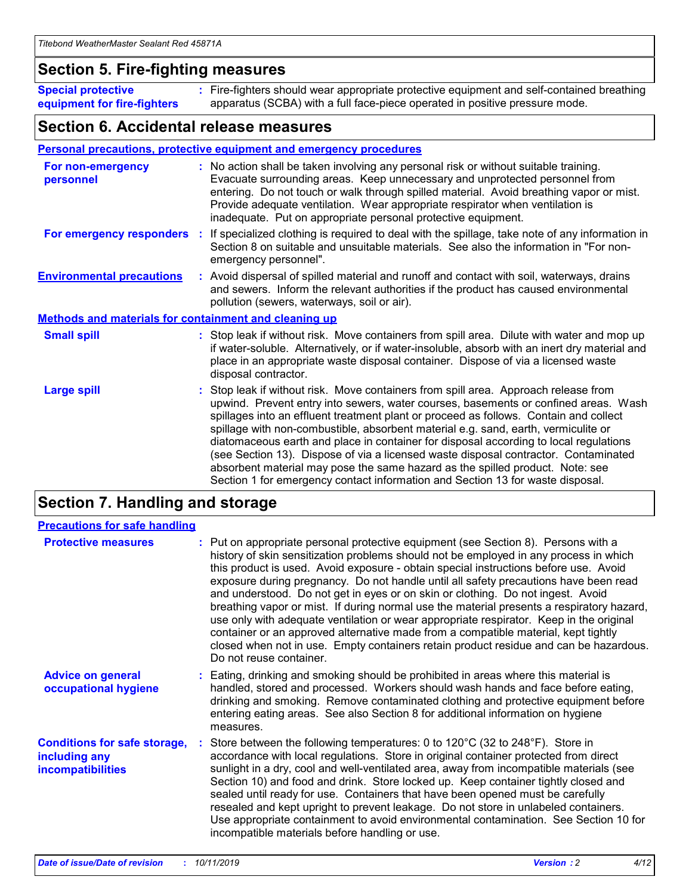## Section 5. Fire-fighting measures

**Special protective equipment for fire-fighters** : Fire-fighters should wear appropriate protective equipment and self-contained breathing apparatus (SCBA) with a full face-piece operated in positive pressure mode.

## Section 6. Accidental release measures

### Personal precautions, protective equipment and emergency procedures

**For non-emergency personnel** : No action shall be taken involving any personal risk or without suitable training. Evacuate surrounding areas. Keep unnecessary and unprotected personnel from entering. Do not touch or walk through spilled material. Avoid breathing vapor or mist. Provide adequate ventilation. Wear appropriate respirator when ventilation is inadequate. Put on appropriate personal protective equipment.

**For emergency responders** : If specialized clothing is required to deal with the spillage, take note of any information in Section 8 on suitable and unsuitable materials. See also the information in "For non-emergency personnel".

**Environmental precautions** : Avoid dispersal of spilled material and runoff and contact with soil, waterways, drains and sewers. Inform the relevant authorities if the product has caused environmental pollution (sewers, waterways, soil or air).

### Methods and materials for containment and cleaning up

**Small spill** : Stop leak if without risk. Move containers from spill area. Dilute with water and mop up if water-soluble. Alternatively, or if water-insoluble, absorb with an inert dry material and place in an appropriate waste disposal container. Dispose of via a licensed waste disposal contractor.

**Large spill** : Stop leak if without risk. Move containers from spill area. Approach release from upwind. Prevent entry into sewers, water courses, basements or confined areas. Wash spillages into an effluent treatment plant or proceed as follows. Contain and collect spillage with non-combustible, absorbent material e.g. sand, earth, vermiculite or diatomaceous earth and place in container for disposal according to local regulations (see Section 13). Dispose of via a licensed waste disposal contractor. Contaminated absorbent material may pose the same hazard as the spilled product. Note: see Section 1 for emergency contact information and Section 13 for waste disposal.

## Section 7. Handling and storage

### Precautions for safe handling

**Protective measures** : Put on appropriate personal protective equipment (see Section 8). Persons with a history of skin sensitization problems should not be employed in any process in which this product is used. Avoid exposure - obtain special instructions before use. Avoid exposure during pregnancy. Do not handle until all safety precautions have been read and understood. Do not get in eyes or on skin or clothing. Do not ingest. Avoid breathing vapor or mist. If during normal use the material presents a respiratory hazard, use only with adequate ventilation or wear appropriate respirator. Keep in the original container or an approved alternative made from a compatible material, kept tightly closed when not in use. Empty containers retain product residue and can be hazardous. Do not reuse container.

**Advice on general occupational hygiene** : Eating, drinking and smoking should be prohibited in areas where this material is handled, stored and processed. Workers should wash hands and face before eating, drinking and smoking. Remove contaminated clothing and protective equipment before entering eating areas. See also Section 8 for additional information on hygiene measures.

**Conditions for safe storage, including any incompatibilities** : Store between the following temperatures: 0 to 120°C (32 to 248°F). Store in accordance with local regulations. Store in original container protected from direct sunlight in a dry, cool and well-ventilated area, away from incompatible materials (see Section 10) and food and drink. Store locked up. Keep container tightly closed and sealed until ready for use. Containers that have been opened must be carefully resealed and kept upright to prevent leakage. Do not store in unlabeled containers. Use appropriate containment to avoid environmental contamination. See Section 10 for incompatible materials before handling or use.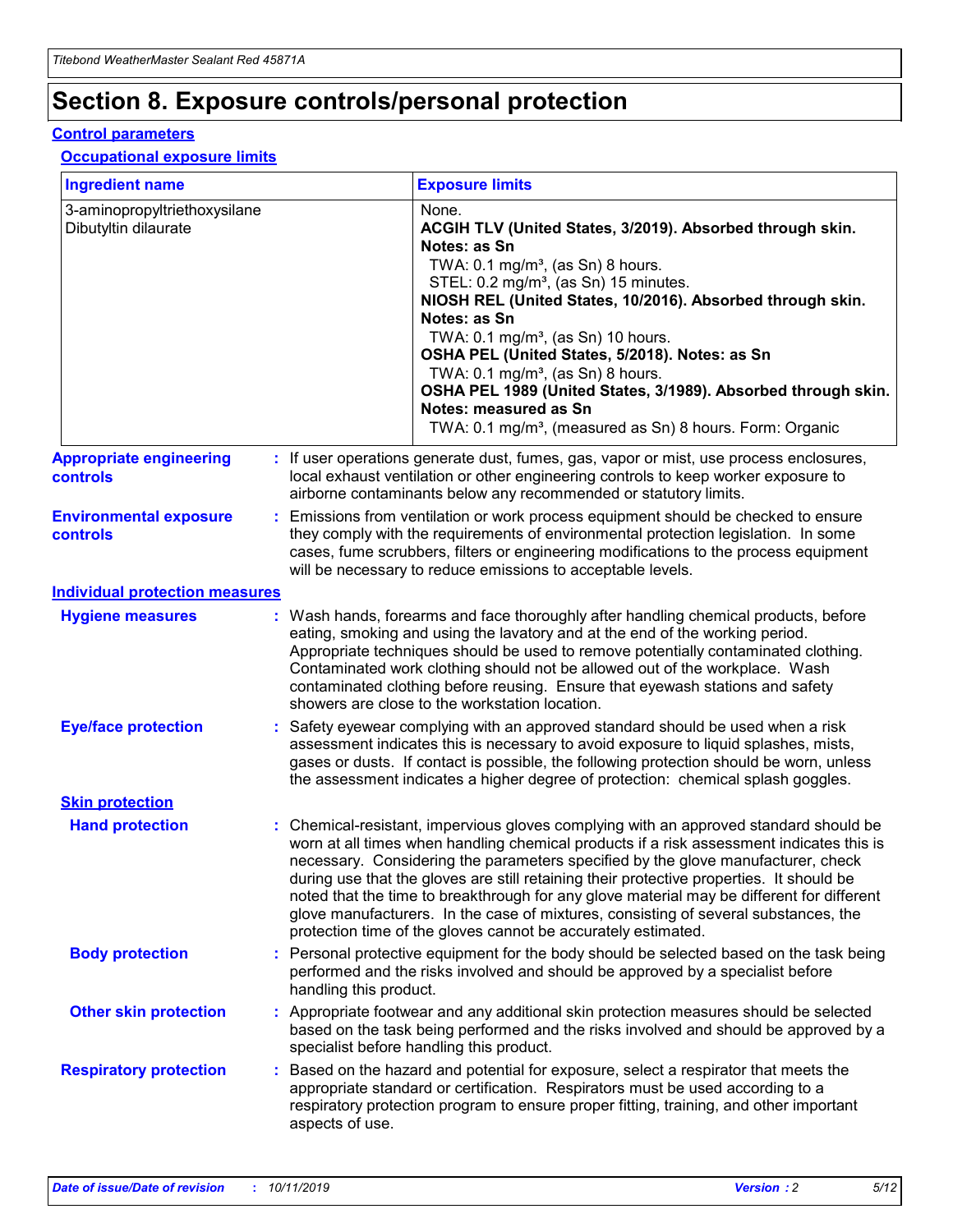# Section 8. Exposure controls/personal protection

## Control parameters

### Occupational exposure limits

| Ingredient name | Exposure limits |
|---|---|
| 3-aminopropyltriethoxysilane<br>Dibutyltin dilaurate | None.<br>**ACGIH TLV (United States, 3/2019). Absorbed through skin. Notes: as Sn**<br>TWA: 0.1 mg/m³, (as Sn) 8 hours.<br>STEL: 0.2 mg/m³, (as Sn) 15 minutes.<br>**NIOSH REL (United States, 10/2016). Absorbed through skin. Notes: as Sn**<br>TWA: 0.1 mg/m³, (as Sn) 10 hours.<br>**OSHA PEL (United States, 5/2018). Notes: as Sn**<br>TWA: 0.1 mg/m³, (as Sn) 8 hours.<br>**OSHA PEL 1989 (United States, 3/1989). Absorbed through skin. Notes: measured as Sn**<br>TWA: 0.1 mg/m³, (measured as Sn) 8 hours. Form: Organic |

**Appropriate engineering controls** : If user operations generate dust, fumes, gas, vapor or mist, use process enclosures, local exhaust ventilation or other engineering controls to keep worker exposure to airborne contaminants below any recommended or statutory limits.

**Environmental exposure controls** : Emissions from ventilation or work process equipment should be checked to ensure they comply with the requirements of environmental protection legislation. In some cases, fume scrubbers, filters or engineering modifications to the process equipment will be necessary to reduce emissions to acceptable levels.

## Individual protection measures

**Hygiene measures** : Wash hands, forearms and face thoroughly after handling chemical products, before eating, smoking and using the lavatory and at the end of the working period. Appropriate techniques should be used to remove potentially contaminated clothing. Contaminated work clothing should not be allowed out of the workplace. Wash contaminated clothing before reusing. Ensure that eyewash stations and safety showers are close to the workstation location.

**Eye/face protection** : Safety eyewear complying with an approved standard should be used when a risk assessment indicates this is necessary to avoid exposure to liquid splashes, mists, gases or dusts. If contact is possible, the following protection should be worn, unless the assessment indicates a higher degree of protection: chemical splash goggles.

### Skin protection

**Hand protection** : Chemical-resistant, impervious gloves complying with an approved standard should be worn at all times when handling chemical products if a risk assessment indicates this is necessary. Considering the parameters specified by the glove manufacturer, check during use that the gloves are still retaining their protective properties. It should be noted that the time to breakthrough for any glove material may be different for different glove manufacturers. In the case of mixtures, consisting of several substances, the protection time of the gloves cannot be accurately estimated.

**Body protection** : Personal protective equipment for the body should be selected based on the task being performed and the risks involved and should be approved by a specialist before handling this product.

**Other skin protection** : Appropriate footwear and any additional skin protection measures should be selected based on the task being performed and the risks involved and should be approved by a specialist before handling this product.

**Respiratory protection** : Based on the hazard and potential for exposure, select a respirator that meets the appropriate standard or certification. Respirators must be used according to a respiratory protection program to ensure proper fitting, training, and other important aspects of use.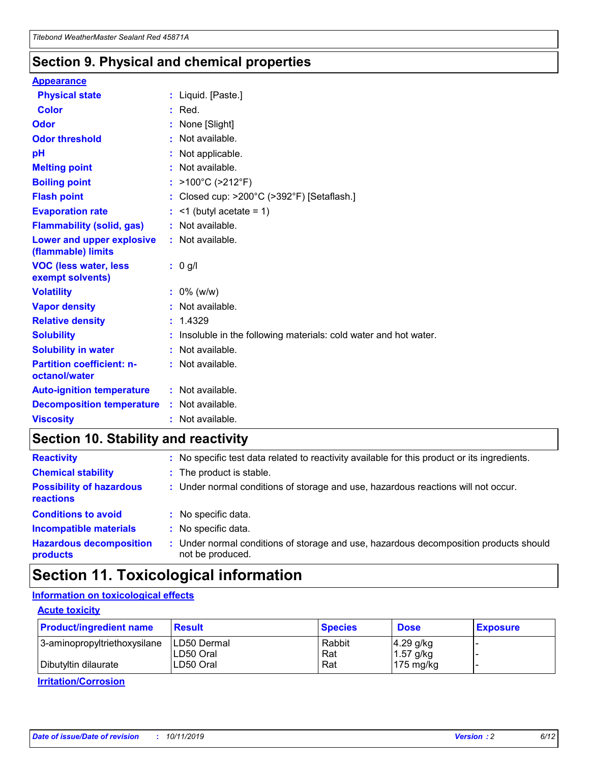## Section 9. Physical and chemical properties

**Appearance**

| | |
|---|---|
| **Physical state** | : Liquid. [Paste.] |
| **Color** | : Red. |
| **Odor** | : None [Slight] |
| **Odor threshold** | : Not available. |
| **pH** | : Not applicable. |
| **Melting point** | : Not available. |
| **Boiling point** | : >100°C (>212°F) |
| **Flash point** | : Closed cup: >200°C (>392°F) [Setaflash.] |
| **Evaporation rate** | : <1 (butyl acetate = 1) |
| **Flammability (solid, gas)** | : Not available. |
| **Lower and upper explosive (flammable) limits** | : Not available. |
| **VOC (less water, less exempt solvents)** | : 0 g/l |
| **Volatility** | : 0% (w/w) |
| **Vapor density** | : Not available. |
| **Relative density** | : 1.4329 |
| **Solubility** | : Insoluble in the following materials: cold water and hot water. |
| **Solubility in water** | : Not available. |
| **Partition coefficient: n-octanol/water** | : Not available. |
| **Auto-ignition temperature** | : Not available. |
| **Decomposition temperature** | : Not available. |
| **Viscosity** | : Not available. |

## Section 10. Stability and reactivity

| | |
|---|---|
| **Reactivity** | : No specific test data related to reactivity available for this product or its ingredients. |
| **Chemical stability** | : The product is stable. |
| **Possibility of hazardous reactions** | : Under normal conditions of storage and use, hazardous reactions will not occur. |
| **Conditions to avoid** | : No specific data. |
| **Incompatible materials** | : No specific data. |
| **Hazardous decomposition products** | : Under normal conditions of storage and use, hazardous decomposition products should not be produced. |

## Section 11. Toxicological information

**Information on toxicological effects**

**Acute toxicity**

| Product/ingredient name | Result | Species | Dose | Exposure |
|---|---|---|---|---|
| 3-aminopropyltriethoxysilane | LD50 Dermal | Rabbit | 4.29 g/kg | - |
| | LD50 Oral | Rat | 1.57 g/kg | - |
| Dibutyltin dilaurate | LD50 Oral | Rat | 175 mg/kg | - |

**Irritation/Corrosion**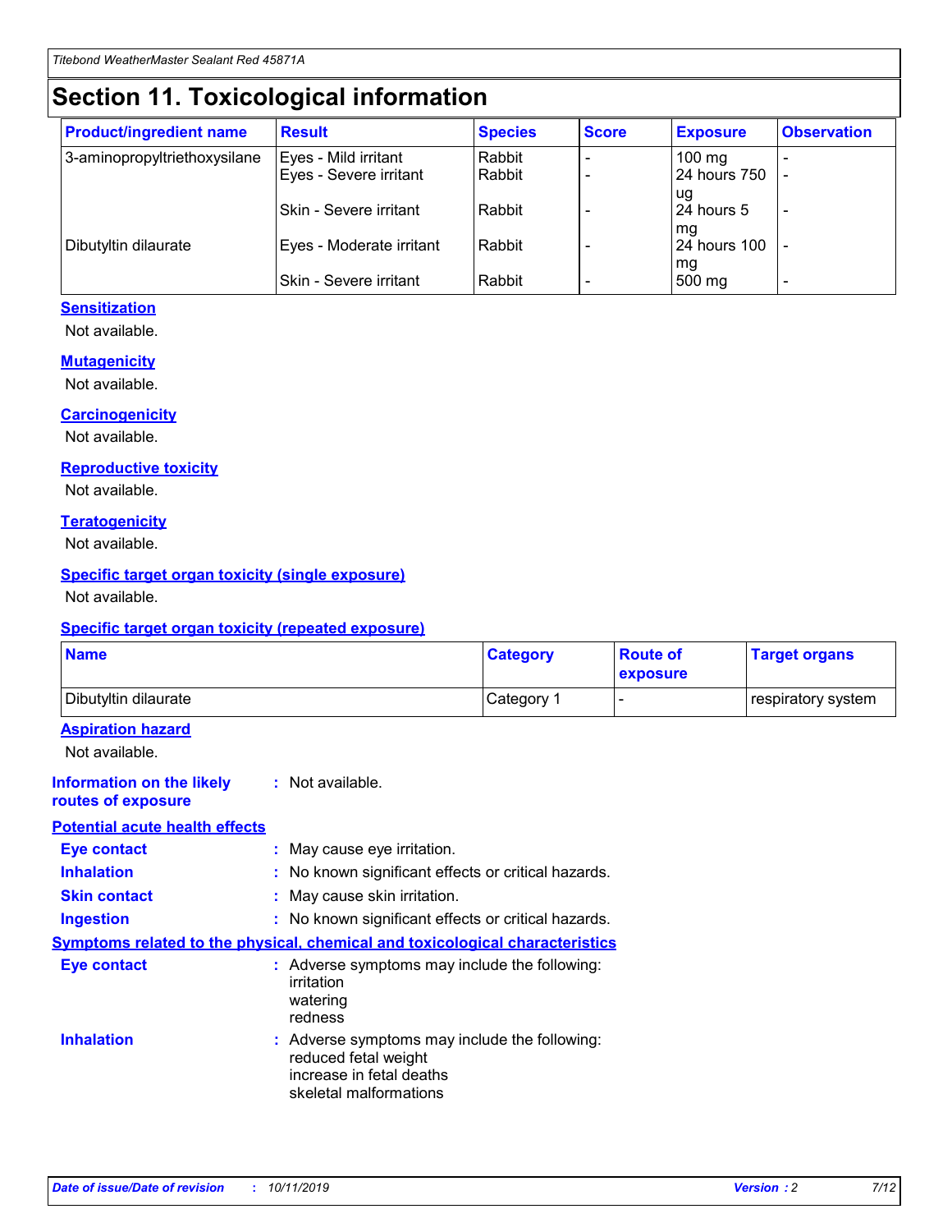# Section 11. Toxicological information

| Product/ingredient name | Result | Species | Score | Exposure | Observation |
|---|---|---|---|---|---|
| 3-aminopropyltriethoxysilane | Eyes - Mild irritant | Rabbit | - | 100 mg | - |
| | Eyes - Severe irritant | Rabbit | - | 24 hours 750 ug | - |
| | Skin - Severe irritant | Rabbit | - | 24 hours 5 mg | - |
| Dibutyltin dilaurate | Eyes - Moderate irritant | Rabbit | - | 24 hours 100 mg | - |
| | Skin - Severe irritant | Rabbit | - | 500 mg | - |

**Sensitization**

Not available.

**Mutagenicity**

Not available.

**Carcinogenicity**

Not available.

**Reproductive toxicity**

Not available.

**Teratogenicity**

Not available.

**Specific target organ toxicity (single exposure)**

Not available.

**Specific target organ toxicity (repeated exposure)**

| Name | Category | Route of exposure | Target organs |
|---|---|---|---|
| Dibutyltin dilaurate | Category 1 | - | respiratory system |

**Aspiration hazard**

Not available.

**Information on the likely routes of exposure** : Not available.

**Potential acute health effects**

**Eye contact** : May cause eye irritation.

**Inhalation** : No known significant effects or critical hazards.

**Skin contact** : May cause skin irritation.

**Ingestion** : No known significant effects or critical hazards.

**Symptoms related to the physical, chemical and toxicological characteristics**

**Eye contact** : Adverse symptoms may include the following:
irritation
watering
redness

**Inhalation** : Adverse symptoms may include the following:
reduced fetal weight
increase in fetal deaths
skeletal malformations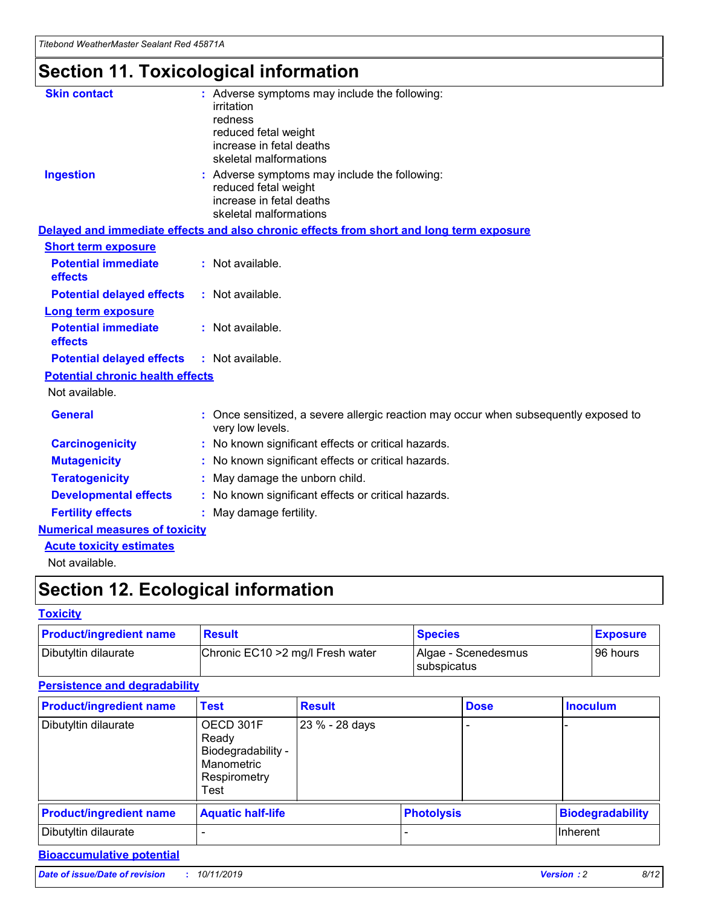# Section 11. Toxicological information

**Skin contact** : Adverse symptoms may include the following:
irritation
redness
reduced fetal weight
increase in fetal deaths
skeletal malformations

**Ingestion** : Adverse symptoms may include the following:
reduced fetal weight
increase in fetal deaths
skeletal malformations

**Delayed and immediate effects and also chronic effects from short and long term exposure**

**Short term exposure**

**Potential immediate effects** : Not available.

**Potential delayed effects** : Not available.

**Long term exposure**

**Potential immediate effects** : Not available.

**Potential delayed effects** : Not available.

**Potential chronic health effects**

Not available.

**General** : Once sensitized, a severe allergic reaction may occur when subsequently exposed to very low levels.

**Carcinogenicity** : No known significant effects or critical hazards.

**Mutagenicity** : No known significant effects or critical hazards.

**Teratogenicity** : May damage the unborn child.

**Developmental effects** : No known significant effects or critical hazards.

**Fertility effects** : May damage fertility.

**Numerical measures of toxicity**

**Acute toxicity estimates**

Not available.

# Section 12. Ecological information

**Toxicity**

| Product/ingredient name | Result | Species | Exposure |
|---|---|---|---|
| Dibutyltin dilaurate | Chronic EC10 >2 mg/l Fresh water | Algae - Scenedesmus subspicatus | 96 hours |

**Persistence and degradability**

| Product/ingredient name | Test | Result | Dose | Inoculum |
|---|---|---|---|---|
| Dibutyltin dilaurate | OECD 301F Ready Biodegradability - Manometric Respirometry Test | 23 % - 28 days | - | - |

| Product/ingredient name | Aquatic half-life | Photolysis | Biodegradability |
|---|---|---|---|
| Dibutyltin dilaurate | - | - | Inherent |

**Bioaccumulative potential**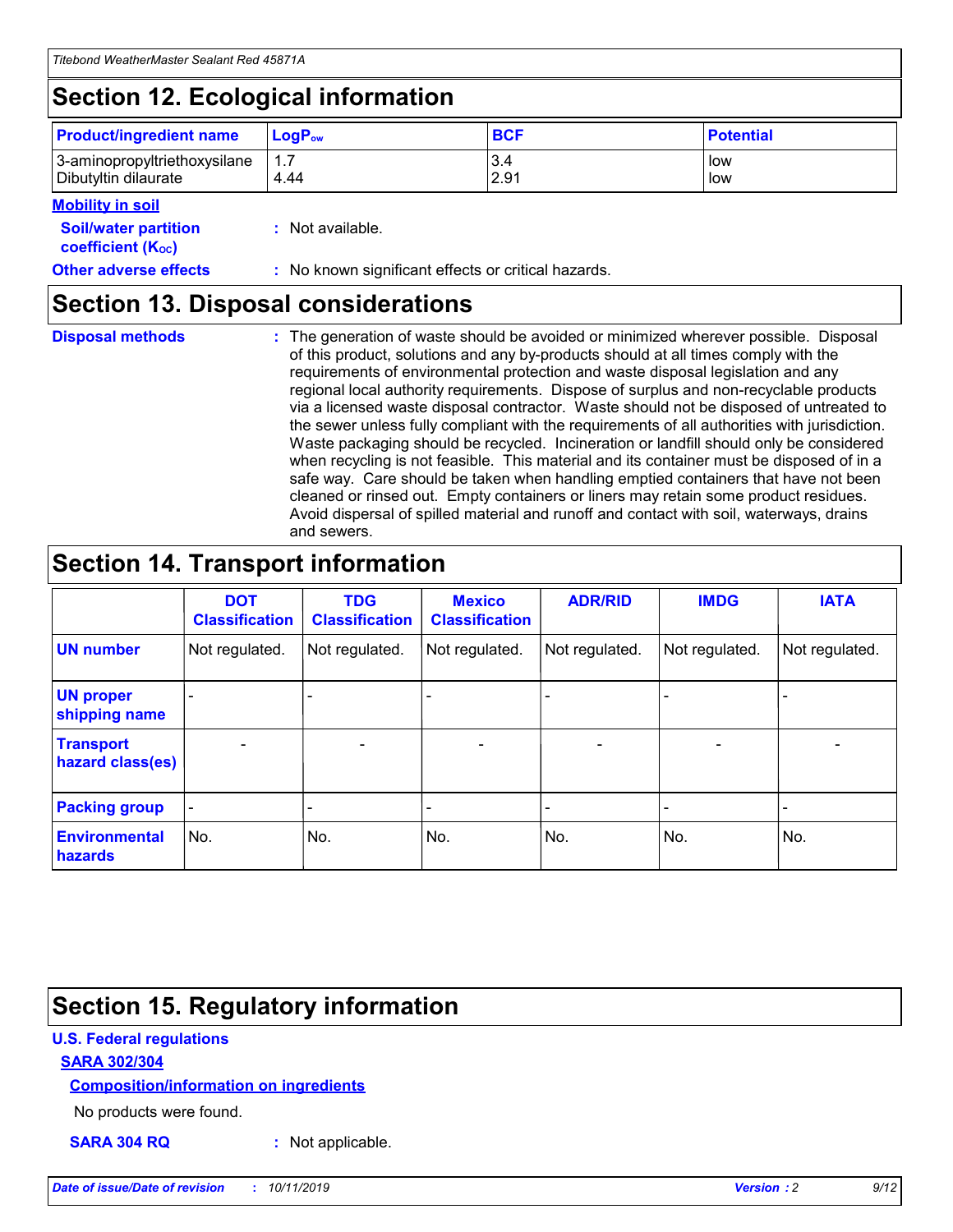## Section 12. Ecological information

| Product/ingredient name | $LogP_{ow}$ | BCF | Potential |
|---|---|---|---|
| 3-aminopropyltriethoxysilane | 1.7 | 3.4 | low |
| Dibutyltin dilaurate | 4.44 | 2.91 | low |

**Mobility in soil**

**Soil/water partition coefficient ($K_{OC}$)** : Not available.

**Other adverse effects** : No known significant effects or critical hazards.

## Section 13. Disposal considerations

**Disposal methods** : The generation of waste should be avoided or minimized wherever possible. Disposal of this product, solutions and any by-products should at all times comply with the requirements of environmental protection and waste disposal legislation and any regional local authority requirements. Dispose of surplus and non-recyclable products via a licensed waste disposal contractor. Waste should not be disposed of untreated to the sewer unless fully compliant with the requirements of all authorities with jurisdiction. Waste packaging should be recycled. Incineration or landfill should only be considered when recycling is not feasible. This material and its container must be disposed of in a safe way. Care should be taken when handling emptied containers that have not been cleaned or rinsed out. Empty containers or liners may retain some product residues. Avoid dispersal of spilled material and runoff and contact with soil, waterways, drains and sewers.

## Section 14. Transport information

| | DOT Classification | TDG Classification | Mexico Classification | ADR/RID | IMDG | IATA |
|---|---|---|---|---|---|---|
| UN number | Not regulated. | Not regulated. | Not regulated. | Not regulated. | Not regulated. | Not regulated. |
| UN proper shipping name | - | - | - | - | - | - |
| Transport hazard class(es) | - | - | - | - | - | - |
| Packing group | - | - | - | - | - | - |
| Environmental hazards | No. | No. | No. | No. | No. | No. |

## Section 15. Regulatory information

**U.S. Federal regulations**

**SARA 302/304**

**Composition/information on ingredients**

No products were found.

**SARA 304 RQ** : Not applicable.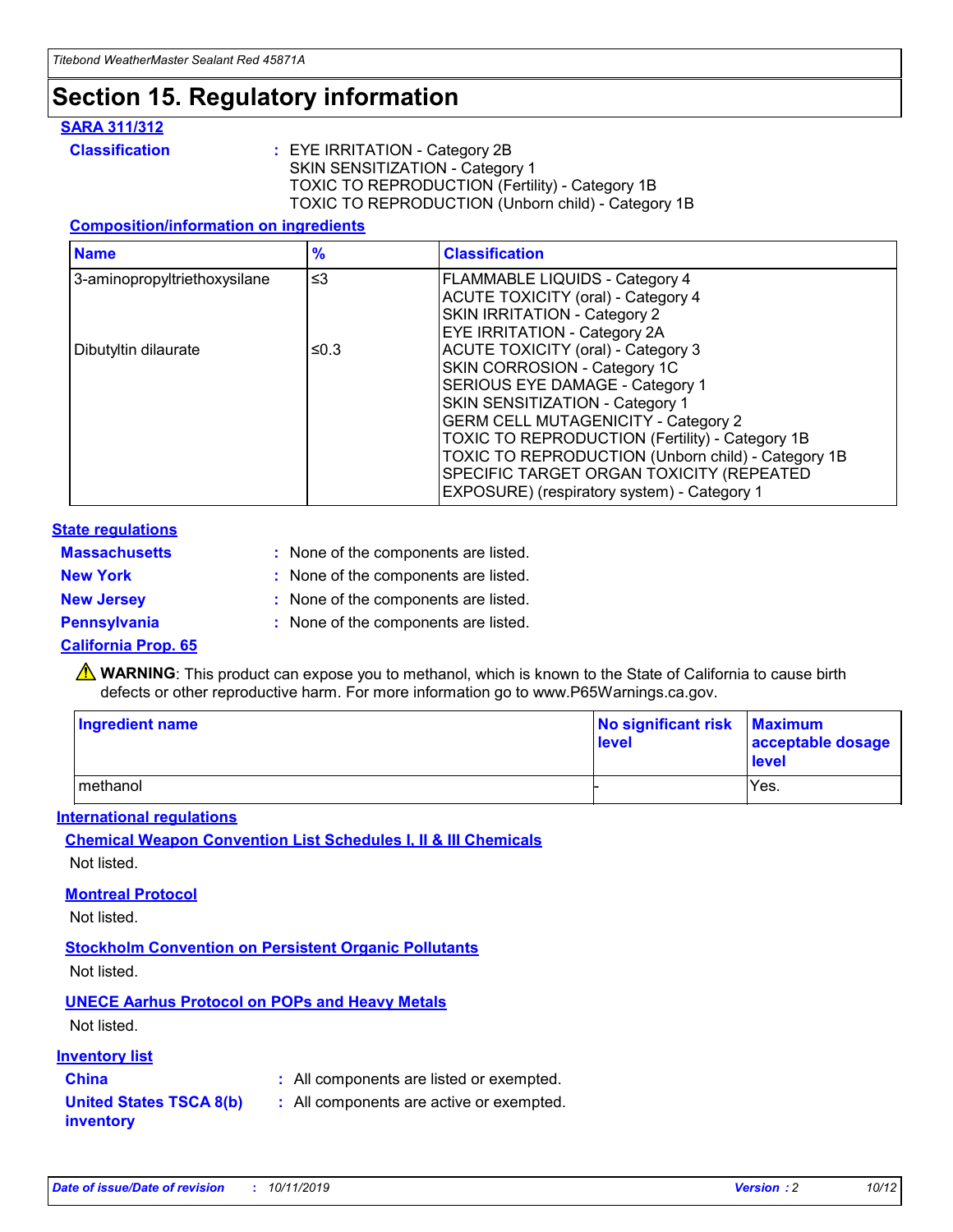# Section 15. Regulatory information

## SARA 311/312

**Classification** : EYE IRRITATION - Category 2B
SKIN SENSITIZATION - Category 1
TOXIC TO REPRODUCTION (Fertility) - Category 1B
TOXIC TO REPRODUCTION (Unborn child) - Category 1B

### Composition/information on ingredients

| Name | % | Classification |
|---|---|---|
| 3-aminopropyltriethoxysilane | ≤3 | FLAMMABLE LIQUIDS - Category 4<br>ACUTE TOXICITY (oral) - Category 4<br>SKIN IRRITATION - Category 2<br>EYE IRRITATION - Category 2A |
| Dibutyltin dilaurate | ≤0.3 | ACUTE TOXICITY (oral) - Category 3<br>SKIN CORROSION - Category 1C<br>SERIOUS EYE DAMAGE - Category 1<br>SKIN SENSITIZATION - Category 1<br>GERM CELL MUTAGENICITY - Category 2<br>TOXIC TO REPRODUCTION (Fertility) - Category 1B<br>TOXIC TO REPRODUCTION (Unborn child) - Category 1B<br>SPECIFIC TARGET ORGAN TOXICITY (REPEATED EXPOSURE) (respiratory system) - Category 1 |

## State regulations

**Massachusetts** : None of the components are listed.

**New York** : None of the components are listed.

**New Jersey** : None of the components are listed.

**Pennsylvania** : None of the components are listed.

### California Prop. 65

⚠ **WARNING**: This product can expose you to methanol, which is known to the State of California to cause birth defects or other reproductive harm. For more information go to www.P65Warnings.ca.gov.

| Ingredient name | No significant risk level | Maximum acceptable dosage level |
|---|---|---|
| methanol | - | Yes. |

## International regulations

### Chemical Weapon Convention List Schedules I, II & III Chemicals

Not listed.

### Montreal Protocol

Not listed.

### Stockholm Convention on Persistent Organic Pollutants

Not listed.

### UNECE Aarhus Protocol on POPs and Heavy Metals

Not listed.

## Inventory list

**China** : All components are listed or exempted.

**United States TSCA 8(b) inventory** : All components are active or exempted.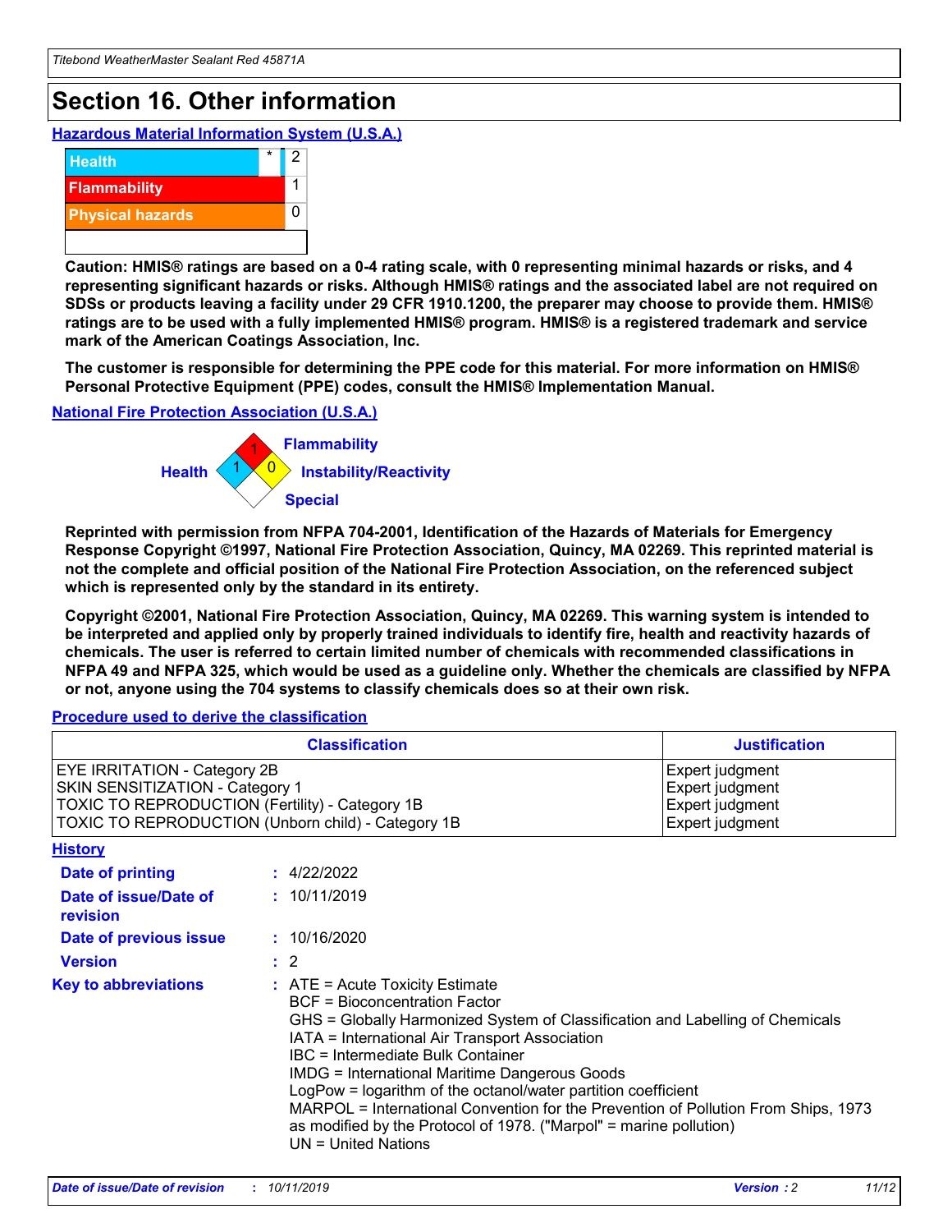# Section 16. Other information

**Hazardous Material Information System (U.S.A.)**

| | | |
|---|---|---|
| Health | * | 2 |
| Flammability | | 1 |
| Physical hazards | | 0 |

**Caution: HMIS® ratings are based on a 0-4 rating scale, with 0 representing minimal hazards or risks, and 4 representing significant hazards or risks. Although HMIS® ratings and the associated label are not required on SDSs or products leaving a facility under 29 CFR 1910.1200, the preparer may choose to provide them. HMIS® ratings are to be used with a fully implemented HMIS® program. HMIS® is a registered trademark and service mark of the American Coatings Association, Inc.**

**The customer is responsible for determining the PPE code for this material. For more information on HMIS® Personal Protective Equipment (PPE) codes, consult the HMIS® Implementation Manual.**

**National Fire Protection Association (U.S.A.)**

Flammability: 1
Health: 1
Instability/Reactivity: 0
Special:

**Reprinted with permission from NFPA 704-2001, Identification of the Hazards of Materials for Emergency Response Copyright ©1997, National Fire Protection Association, Quincy, MA 02269. This reprinted material is not the complete and official position of the National Fire Protection Association, on the referenced subject which is represented only by the standard in its entirety.**

**Copyright ©2001, National Fire Protection Association, Quincy, MA 02269. This warning system is intended to be interpreted and applied only by properly trained individuals to identify fire, health and reactivity hazards of chemicals. The user is referred to certain limited number of chemicals with recommended classifications in NFPA 49 and NFPA 325, which would be used as a guideline only. Whether the chemicals are classified by NFPA or not, anyone using the 704 systems to classify chemicals does so at their own risk.**

**Procedure used to derive the classification**

| Classification | Justification |
|---|---|
| EYE IRRITATION - Category 2B | Expert judgment |
| SKIN SENSITIZATION - Category 1 | Expert judgment |
| TOXIC TO REPRODUCTION (Fertility) - Category 1B | Expert judgment |
| TOXIC TO REPRODUCTION (Unborn child) - Category 1B | Expert judgment |

**History**

**Date of printing** : 4/22/2022

**Date of issue/Date of revision** : 10/11/2019

**Date of previous issue** : 10/16/2020

**Version** : 2

**Key to abbreviations** : ATE = Acute Toxicity Estimate
BCF = Bioconcentration Factor
GHS = Globally Harmonized System of Classification and Labelling of Chemicals
IATA = International Air Transport Association
IBC = Intermediate Bulk Container
IMDG = International Maritime Dangerous Goods
LogPow = logarithm of the octanol/water partition coefficient
MARPOL = International Convention for the Prevention of Pollution From Ships, 1973 as modified by the Protocol of 1978. ("Marpol" = marine pollution)
UN = United Nations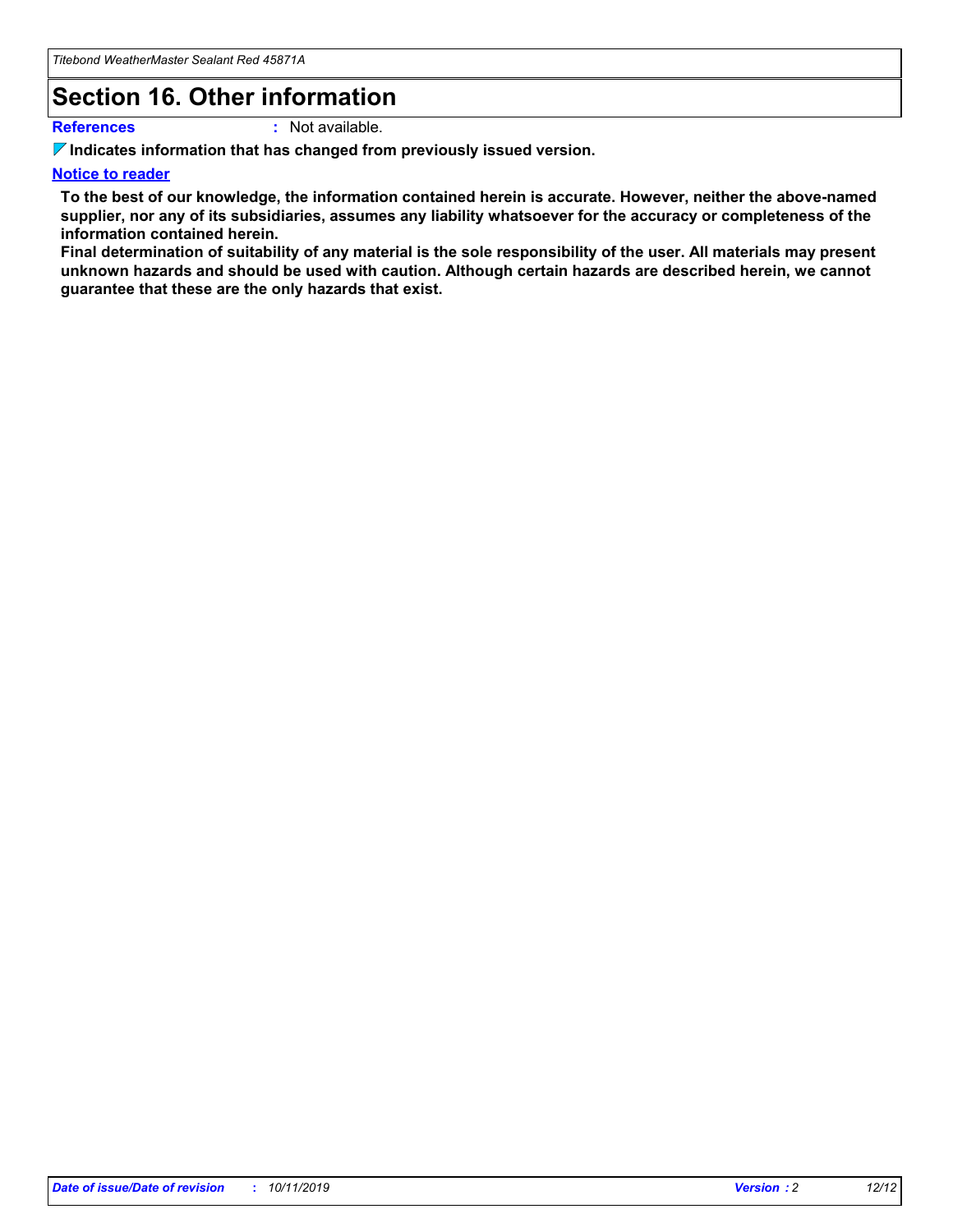# Section 16. Other information

**References** : Not available.

**Indicates information that has changed from previously issued version.**

**Notice to reader**

**To the best of our knowledge, the information contained herein is accurate. However, neither the above-named supplier, nor any of its subsidiaries, assumes any liability whatsoever for the accuracy or completeness of the information contained herein.**

**Final determination of suitability of any material is the sole responsibility of the user. All materials may present unknown hazards and should be used with caution. Although certain hazards are described herein, we cannot guarantee that these are the only hazards that exist.**